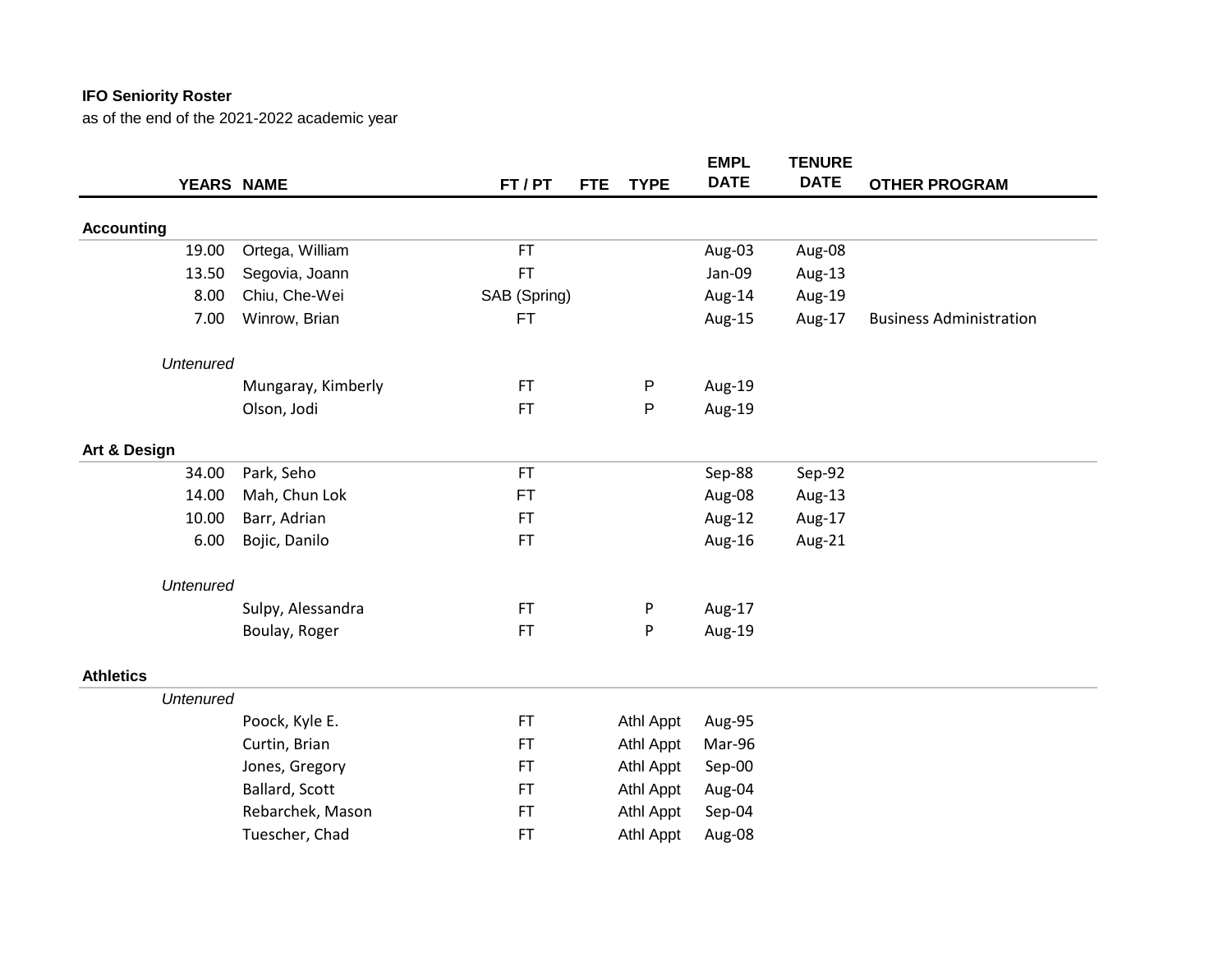**IFO Seniority Roster**

as of the end of the 2021-2022 academic year

| YEARS | NAME | FT / PT | FTE | TYPE | EMPL DATE | TENURE DATE | OTHER PROGRAM |
|---|---|---|---|---|---|---|---|
| **Accounting** | | | | | | | |
| 19.00 | Ortega, William | FT | | | Aug-03 | Aug-08 | |
| 13.50 | Segovia, Joann | FT | | | Jan-09 | Aug-13 | |
| 8.00 | Chiu, Che-Wei | SAB (Spring) | | | Aug-14 | Aug-19 | |
| 7.00 | Winrow, Brian | FT | | | Aug-15 | Aug-17 | Business Administration |
| *Untenured* | | | | | | | |
| | Mungaray, Kimberly | FT | | P | Aug-19 | | |
| | Olson, Jodi | FT | | P | Aug-19 | | |
| **Art & Design** | | | | | | | |
| 34.00 | Park, Seho | FT | | | Sep-88 | Sep-92 | |
| 14.00 | Mah, Chun Lok | FT | | | Aug-08 | Aug-13 | |
| 10.00 | Barr, Adrian | FT | | | Aug-12 | Aug-17 | |
| 6.00 | Bojic, Danilo | FT | | | Aug-16 | Aug-21 | |
| *Untenured* | | | | | | | |
| | Sulpy, Alessandra | FT | | P | Aug-17 | | |
| | Boulay, Roger | FT | | P | Aug-19 | | |
| **Athletics** | | | | | | | |
| *Untenured* | | | | | | | |
| | Poock, Kyle E. | FT | | Athl Appt | Aug-95 | | |
| | Curtin, Brian | FT | | Athl Appt | Mar-96 | | |
| | Jones, Gregory | FT | | Athl Appt | Sep-00 | | |
| | Ballard, Scott | FT | | Athl Appt | Aug-04 | | |
| | Rebarchek, Mason | FT | | Athl Appt | Sep-04 | | |
| | Tuescher, Chad | FT | | Athl Appt | Aug-08 | | |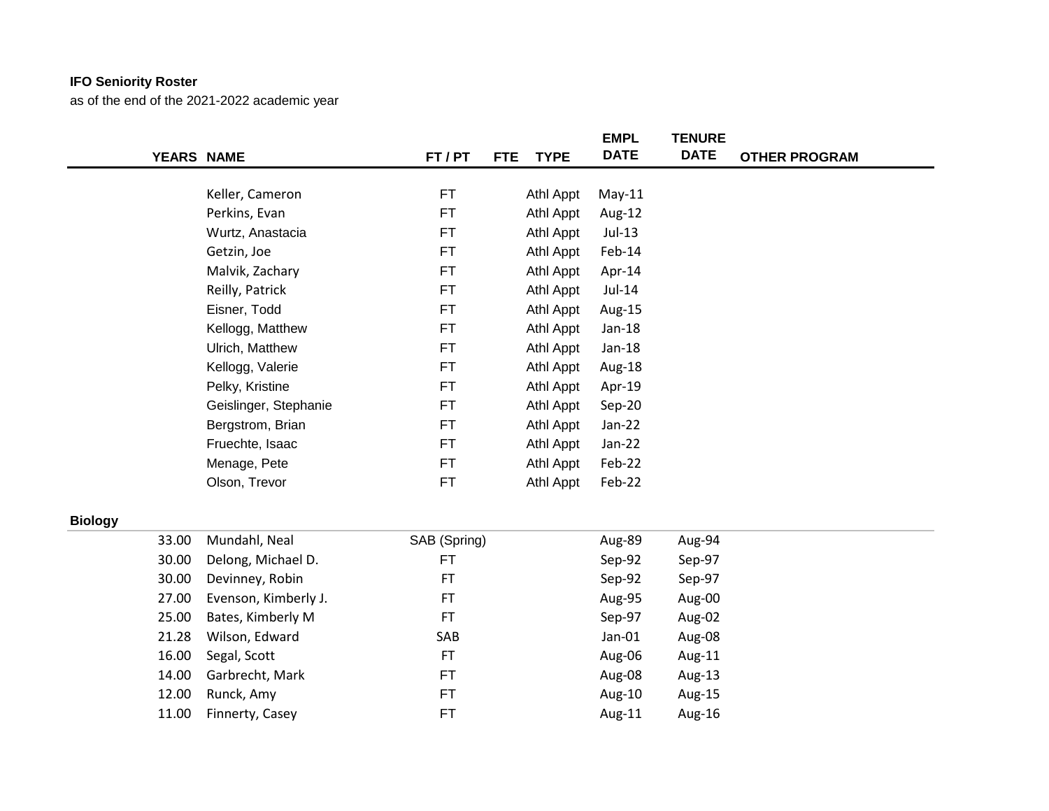**IFO Seniority Roster**
as of the end of the 2021-2022 academic year

| YEARS | NAME | FT / PT | FTE | TYPE | EMPL DATE | TENURE DATE | OTHER PROGRAM |
|---|---|---|---|---|---|---|---|
| | Keller, Cameron | FT | | Athl Appt | May-11 | | |
| | Perkins, Evan | FT | | Athl Appt | Aug-12 | | |
| | Wurtz, Anastacia | FT | | Athl Appt | Jul-13 | | |
| | Getzin, Joe | FT | | Athl Appt | Feb-14 | | |
| | Malvik, Zachary | FT | | Athl Appt | Apr-14 | | |
| | Reilly, Patrick | FT | | Athl Appt | Jul-14 | | |
| | Eisner, Todd | FT | | Athl Appt | Aug-15 | | |
| | Kellogg, Matthew | FT | | Athl Appt | Jan-18 | | |
| | Ulrich, Matthew | FT | | Athl Appt | Jan-18 | | |
| | Kellogg, Valerie | FT | | Athl Appt | Aug-18 | | |
| | Pelky, Kristine | FT | | Athl Appt | Apr-19 | | |
| | Geislinger, Stephanie | FT | | Athl Appt | Sep-20 | | |
| | Bergstrom, Brian | FT | | Athl Appt | Jan-22 | | |
| | Fruechte, Isaac | FT | | Athl Appt | Jan-22 | | |
| | Menage, Pete | FT | | Athl Appt | Feb-22 | | |
| | Olson, Trevor | FT | | Athl Appt | Feb-22 | | |
| **Biology** | | | | | | | |
| 33.00 | Mundahl, Neal | SAB (Spring) | | | Aug-89 | Aug-94 | |
| 30.00 | Delong, Michael D. | FT | | | Sep-92 | Sep-97 | |
| 30.00 | Devinney, Robin | FT | | | Sep-92 | Sep-97 | |
| 27.00 | Evenson, Kimberly J. | FT | | | Aug-95 | Aug-00 | |
| 25.00 | Bates, Kimberly M | FT | | | Sep-97 | Aug-02 | |
| 21.28 | Wilson, Edward | SAB | | | Jan-01 | Aug-08 | |
| 16.00 | Segal, Scott | FT | | | Aug-06 | Aug-11 | |
| 14.00 | Garbrecht, Mark | FT | | | Aug-08 | Aug-13 | |
| 12.00 | Runck, Amy | FT | | | Aug-10 | Aug-15 | |
| 11.00 | Finnerty, Casey | FT | | | Aug-11 | Aug-16 | |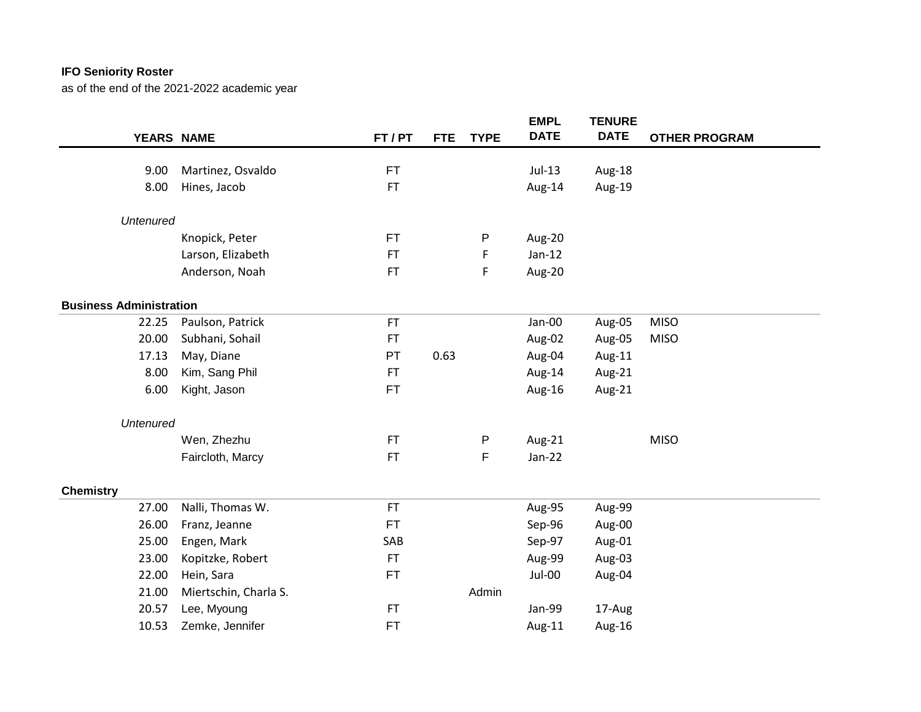**IFO Seniority Roster**
as of the end of the 2021-2022 academic year

| YEARS | NAME | FT / PT | FTE | TYPE | EMPL DATE | TENURE DATE | OTHER PROGRAM |
|---|---|---|---|---|---|---|---|
| 9.00 | Martinez, Osvaldo | FT | | | Jul-13 | Aug-18 | |
| 8.00 | Hines, Jacob | FT | | | Aug-14 | Aug-19 | |
| *Untenured* | | | | | | | |
| | Knopick, Peter | FT | | P | Aug-20 | | |
| | Larson, Elizabeth | FT | | F | Jan-12 | | |
| | Anderson, Noah | FT | | F | Aug-20 | | |
| **Business Administration** | | | | | | | |
| 22.25 | Paulson, Patrick | FT | | | Jan-00 | Aug-05 | MISO |
| 20.00 | Subhani, Sohail | FT | | | Aug-02 | Aug-05 | MISO |
| 17.13 | May, Diane | PT | 0.63 | | Aug-04 | Aug-11 | |
| 8.00 | Kim, Sang Phil | FT | | | Aug-14 | Aug-21 | |
| 6.00 | Kight, Jason | FT | | | Aug-16 | Aug-21 | |
| *Untenured* | | | | | | | |
| | Wen, Zhezhu | FT | | P | Aug-21 | | MISO |
| | Faircloth, Marcy | FT | | F | Jan-22 | | |
| **Chemistry** | | | | | | | |
| 27.00 | Nalli, Thomas W. | FT | | | Aug-95 | Aug-99 | |
| 26.00 | Franz, Jeanne | FT | | | Sep-96 | Aug-00 | |
| 25.00 | Engen, Mark | SAB | | | Sep-97 | Aug-01 | |
| 23.00 | Kopitzke, Robert | FT | | | Aug-99 | Aug-03 | |
| 22.00 | Hein, Sara | FT | | | Jul-00 | Aug-04 | |
| 21.00 | Miertschin, Charla S. | | | Admin | | | |
| 20.57 | Lee, Myoung | FT | | | Jan-99 | 17-Aug | |
| 10.53 | Zemke, Jennifer | FT | | | Aug-11 | Aug-16 | |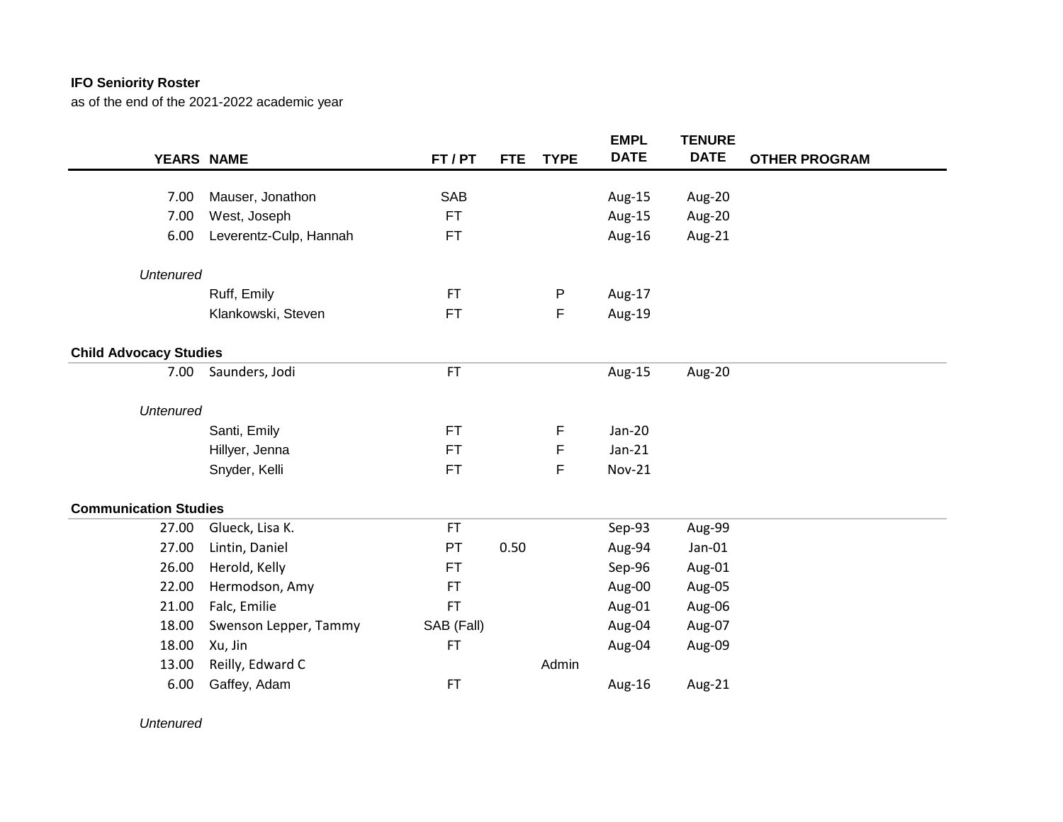**IFO Seniority Roster**
as of the end of the 2021-2022 academic year

| YEARS | NAME | FT / PT | FTE | TYPE | EMPL DATE | TENURE DATE | OTHER PROGRAM |
|---|---|---|---|---|---|---|---|
| 7.00 | Mauser, Jonathon | SAB | | | Aug-15 | Aug-20 | |
| 7.00 | West, Joseph | FT | | | Aug-15 | Aug-20 | |
| 6.00 | Leverentz-Culp, Hannah | FT | | | Aug-16 | Aug-21 | |
| *Untenured* | | | | | | | |
| | Ruff, Emily | FT | | P | Aug-17 | | |
| | Klankowski, Steven | FT | | F | Aug-19 | | |
| **Child Advocacy Studies** | | | | | | | |
| 7.00 | Saunders, Jodi | FT | | | Aug-15 | Aug-20 | |
| *Untenured* | | | | | | | |
| | Santi, Emily | FT | | F | Jan-20 | | |
| | Hillyer, Jenna | FT | | F | Jan-21 | | |
| | Snyder, Kelli | FT | | F | Nov-21 | | |
| **Communication Studies** | | | | | | | |
| 27.00 | Glueck, Lisa K. | FT | | | Sep-93 | Aug-99 | |
| 27.00 | Lintin, Daniel | PT | 0.50 | | Aug-94 | Jan-01 | |
| 26.00 | Herold, Kelly | FT | | | Sep-96 | Aug-01 | |
| 22.00 | Hermodson, Amy | FT | | | Aug-00 | Aug-05 | |
| 21.00 | Falc, Emilie | FT | | | Aug-01 | Aug-06 | |
| 18.00 | Swenson Lepper, Tammy | SAB (Fall) | | | Aug-04 | Aug-07 | |
| 18.00 | Xu, Jin | FT | | | Aug-04 | Aug-09 | |
| 13.00 | Reilly, Edward C | | | Admin | | | |
| 6.00 | Gaffey, Adam | FT | | | Aug-16 | Aug-21 | |
| *Untenured* | | | | | | | |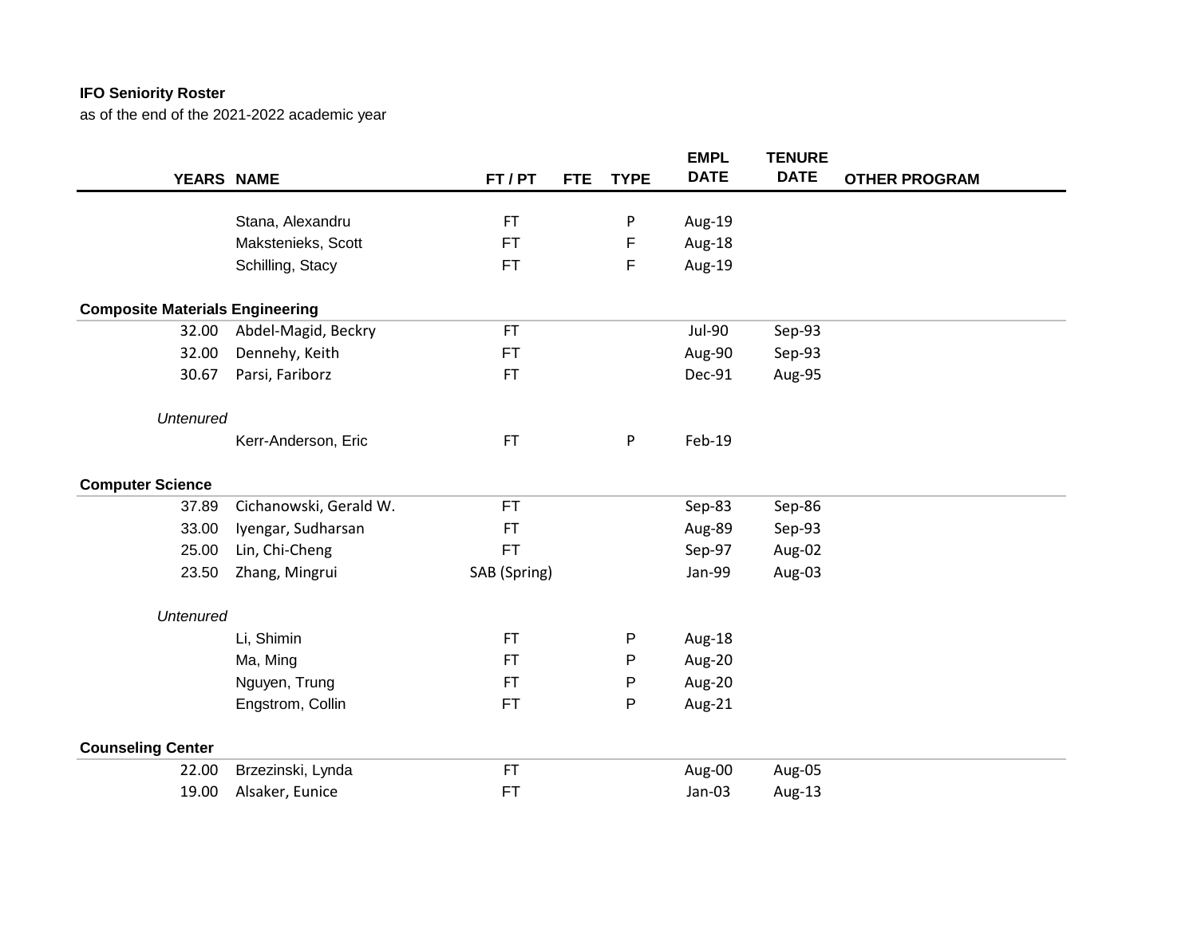**IFO Seniority Roster**

as of the end of the 2021-2022 academic year

| YEARS | NAME | FT / PT | FTE | TYPE | EMPL DATE | TENURE DATE | OTHER PROGRAM |
|---|---|---|---|---|---|---|---|
| | Stana, Alexandru | FT | | P | Aug-19 | | |
| | Makstenieks, Scott | FT | | F | Aug-18 | | |
| | Schilling, Stacy | FT | | F | Aug-19 | | |
| **Composite Materials Engineering** | | | | | | | |
| 32.00 | Abdel-Magid, Beckry | FT | | | Jul-90 | Sep-93 | |
| 32.00 | Dennehy, Keith | FT | | | Aug-90 | Sep-93 | |
| 30.67 | Parsi, Fariborz | FT | | | Dec-91 | Aug-95 | |
| *Untenured* | | | | | | | |
| | Kerr-Anderson, Eric | FT | | P | Feb-19 | | |
| **Computer Science** | | | | | | | |
| 37.89 | Cichanowski, Gerald W. | FT | | | Sep-83 | Sep-86 | |
| 33.00 | Iyengar, Sudharsan | FT | | | Aug-89 | Sep-93 | |
| 25.00 | Lin, Chi-Cheng | FT | | | Sep-97 | Aug-02 | |
| 23.50 | Zhang, Mingrui | SAB (Spring) | | | Jan-99 | Aug-03 | |
| *Untenured* | | | | | | | |
| | Li, Shimin | FT | | P | Aug-18 | | |
| | Ma, Ming | FT | | P | Aug-20 | | |
| | Nguyen, Trung | FT | | P | Aug-20 | | |
| | Engstrom, Collin | FT | | P | Aug-21 | | |
| **Counseling Center** | | | | | | | |
| 22.00 | Brzezinski, Lynda | FT | | | Aug-00 | Aug-05 | |
| 19.00 | Alsaker, Eunice | FT | | | Jan-03 | Aug-13 | |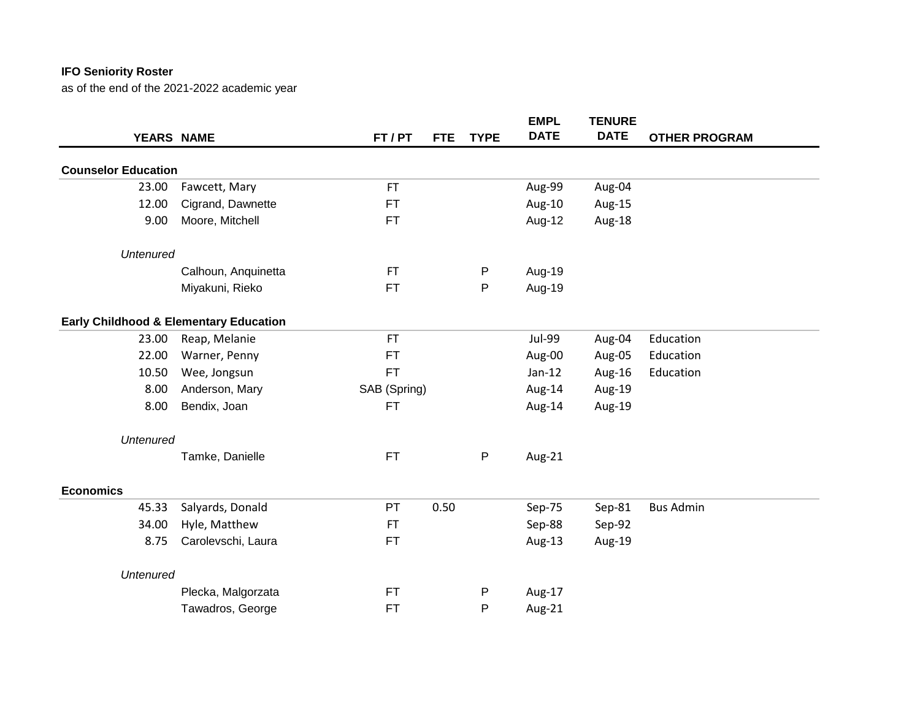**IFO Seniority Roster**

as of the end of the 2021-2022 academic year

| YEARS | NAME | FT / PT | FTE | TYPE | EMPL DATE | TENURE DATE | OTHER PROGRAM |
|---|---|---|---|---|---|---|---|
| **Counselor Education** | | | | | | | |
| 23.00 | Fawcett, Mary | FT | | | Aug-99 | Aug-04 | |
| 12.00 | Cigrand, Dawnette | FT | | | Aug-10 | Aug-15 | |
| 9.00 | Moore, Mitchell | FT | | | Aug-12 | Aug-18 | |
| *Untenured* | | | | | | | |
| | Calhoun, Anquinetta | FT | | P | Aug-19 | | |
| | Miyakuni, Rieko | FT | | P | Aug-19 | | |
| **Early Childhood & Elementary Education** | | | | | | | |
| 23.00 | Reap, Melanie | FT | | | Jul-99 | Aug-04 | Education |
| 22.00 | Warner, Penny | FT | | | Aug-00 | Aug-05 | Education |
| 10.50 | Wee, Jongsun | FT | | | Jan-12 | Aug-16 | Education |
| 8.00 | Anderson, Mary | SAB (Spring) | | | Aug-14 | Aug-19 | |
| 8.00 | Bendix, Joan | FT | | | Aug-14 | Aug-19 | |
| *Untenured* | | | | | | | |
| | Tamke, Danielle | FT | | P | Aug-21 | | |
| **Economics** | | | | | | | |
| 45.33 | Salyards, Donald | PT | 0.50 | | Sep-75 | Sep-81 | Bus Admin |
| 34.00 | Hyle, Matthew | FT | | | Sep-88 | Sep-92 | |
| 8.75 | Carolevschi, Laura | FT | | | Aug-13 | Aug-19 | |
| *Untenured* | | | | | | | |
| | Plecka, Malgorzata | FT | | P | Aug-17 | | |
| | Tawadros, George | FT | | P | Aug-21 | | |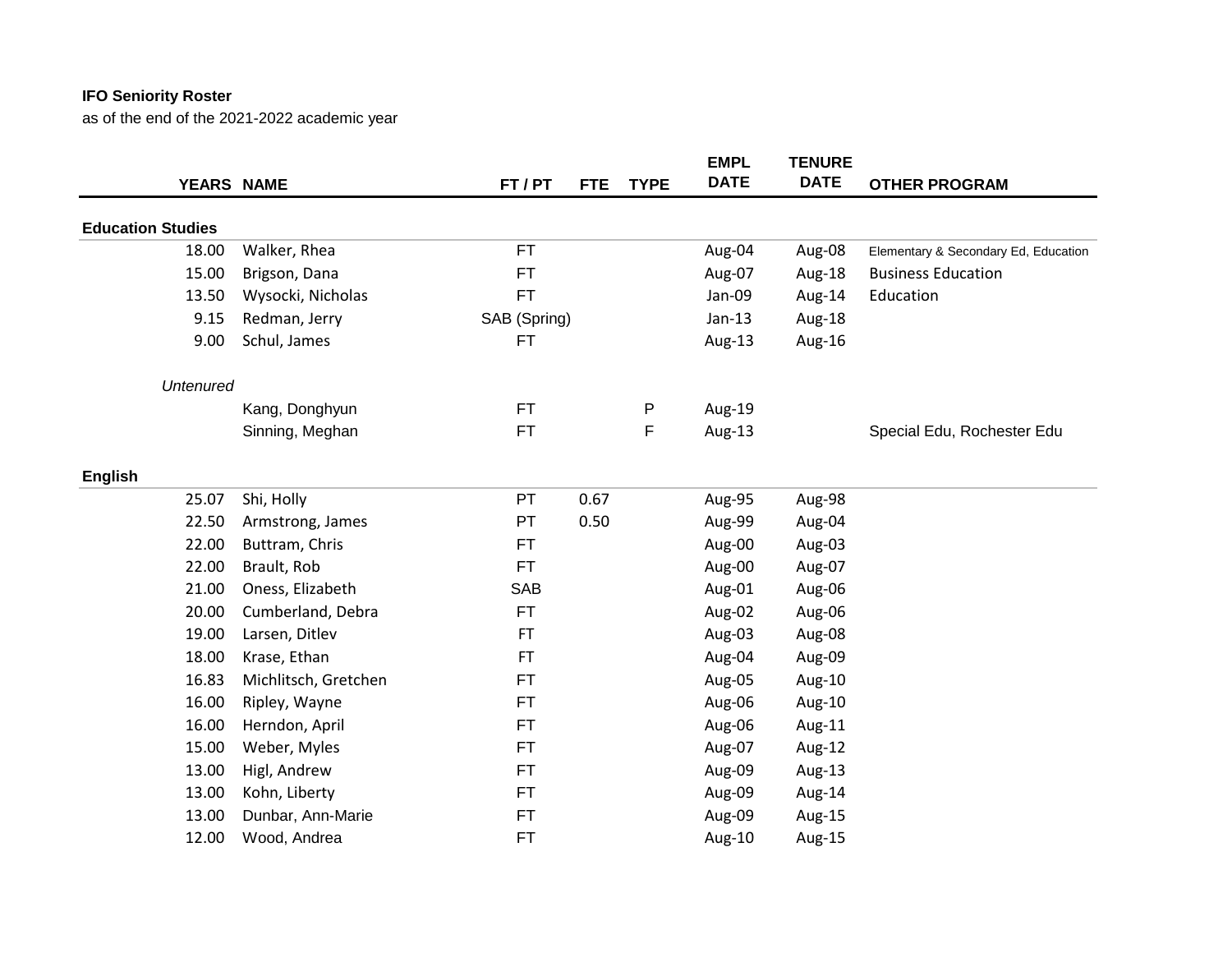**IFO Seniority Roster**

as of the end of the 2021-2022 academic year

| YEARS | NAME | FT / PT | FTE | TYPE | EMPL DATE | TENURE DATE | OTHER PROGRAM |
|---|---|---|---|---|---|---|---|
| **Education Studies** | | | | | | | |
| 18.00 | Walker, Rhea | FT | | | Aug-04 | Aug-08 | Elementary & Secondary Ed, Education |
| 15.00 | Brigson, Dana | FT | | | Aug-07 | Aug-18 | Business Education |
| 13.50 | Wysocki, Nicholas | FT | | | Jan-09 | Aug-14 | Education |
| 9.15 | Redman, Jerry | SAB (Spring) | | | Jan-13 | Aug-18 | |
| 9.00 | Schul, James | FT | | | Aug-13 | Aug-16 | |
| *Untenured* | | | | | | | |
| | Kang, Donghyun | FT | | P | Aug-19 | | |
| | Sinning, Meghan | FT | | F | Aug-13 | | Special Edu, Rochester Edu |
| **English** | | | | | | | |
| 25.07 | Shi, Holly | PT | 0.67 | | Aug-95 | Aug-98 | |
| 22.50 | Armstrong, James | PT | 0.50 | | Aug-99 | Aug-04 | |
| 22.00 | Buttram, Chris | FT | | | Aug-00 | Aug-03 | |
| 22.00 | Brault, Rob | FT | | | Aug-00 | Aug-07 | |
| 21.00 | Oness, Elizabeth | SAB | | | Aug-01 | Aug-06 | |
| 20.00 | Cumberland, Debra | FT | | | Aug-02 | Aug-06 | |
| 19.00 | Larsen, Ditlev | FT | | | Aug-03 | Aug-08 | |
| 18.00 | Krase, Ethan | FT | | | Aug-04 | Aug-09 | |
| 16.83 | Michlitsch, Gretchen | FT | | | Aug-05 | Aug-10 | |
| 16.00 | Ripley, Wayne | FT | | | Aug-06 | Aug-10 | |
| 16.00 | Herndon, April | FT | | | Aug-06 | Aug-11 | |
| 15.00 | Weber, Myles | FT | | | Aug-07 | Aug-12 | |
| 13.00 | Higl, Andrew | FT | | | Aug-09 | Aug-13 | |
| 13.00 | Kohn, Liberty | FT | | | Aug-09 | Aug-14 | |
| 13.00 | Dunbar, Ann-Marie | FT | | | Aug-09 | Aug-15 | |
| 12.00 | Wood, Andrea | FT | | | Aug-10 | Aug-15 | |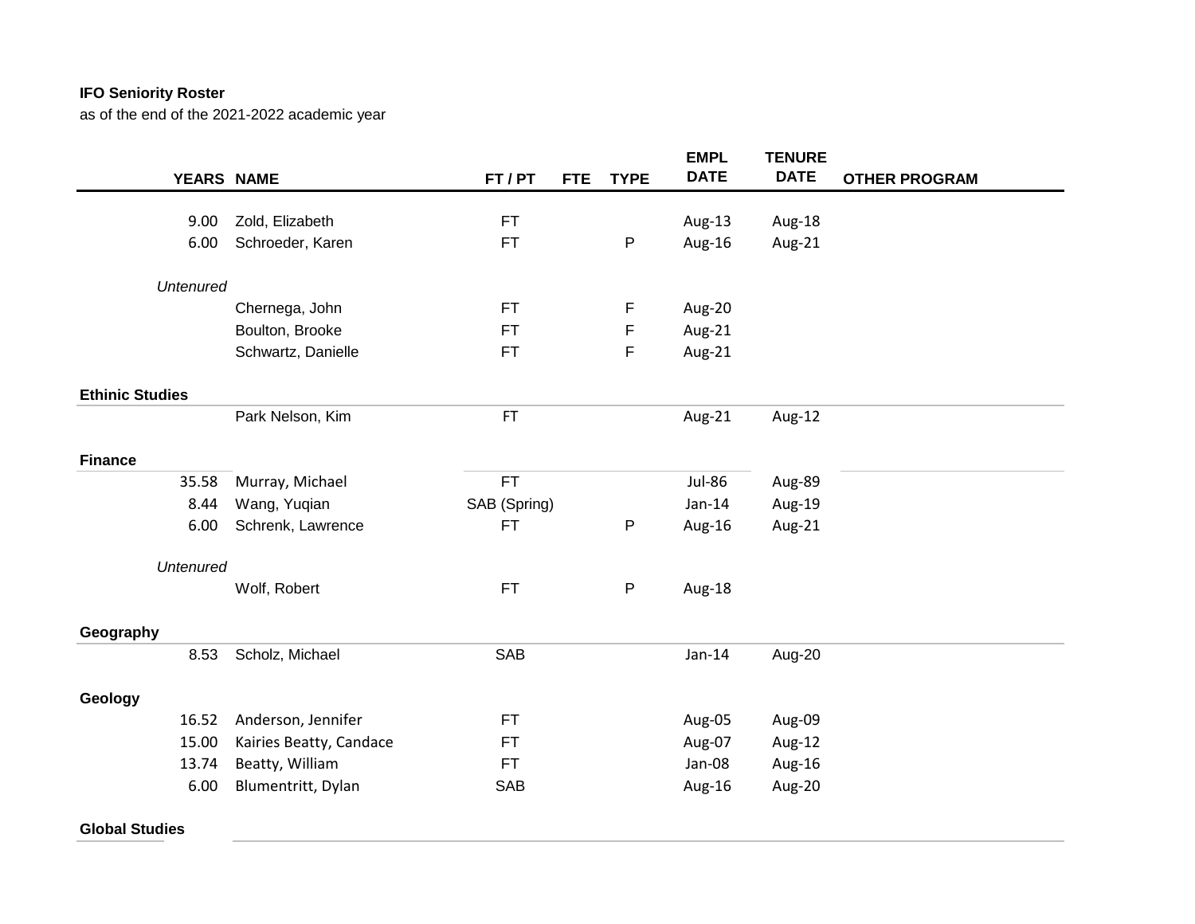**IFO Seniority Roster**
as of the end of the 2021-2022 academic year

| YEARS | NAME | FT / PT | FTE | TYPE | EMPL DATE | TENURE DATE | OTHER PROGRAM |
|---|---|---|---|---|---|---|---|
| 9.00 | Zold, Elizabeth | FT | | | Aug-13 | Aug-18 | |
| 6.00 | Schroeder, Karen | FT | | P | Aug-16 | Aug-21 | |
| *Untenured* | | | | | | | |
| | Chernega, John | FT | | F | Aug-20 | | |
| | Boulton, Brooke | FT | | F | Aug-21 | | |
| | Schwartz, Danielle | FT | | F | Aug-21 | | |
| **Ethinic Studies** | | | | | | | |
| | Park Nelson, Kim | FT | | | Aug-21 | Aug-12 | |
| **Finance** | | | | | | | |
| 35.58 | Murray, Michael | FT | | | Jul-86 | Aug-89 | |
| 8.44 | Wang, Yuqian | SAB (Spring) | | | Jan-14 | Aug-19 | |
| 6.00 | Schrenk, Lawrence | FT | | P | Aug-16 | Aug-21 | |
| *Untenured* | | | | | | | |
| | Wolf, Robert | FT | | P | Aug-18 | | |
| **Geography** | | | | | | | |
| 8.53 | Scholz, Michael | SAB | | | Jan-14 | Aug-20 | |
| **Geology** | | | | | | | |
| 16.52 | Anderson, Jennifer | FT | | | Aug-05 | Aug-09 | |
| 15.00 | Kairies Beatty, Candace | FT | | | Aug-07 | Aug-12 | |
| 13.74 | Beatty, William | FT | | | Jan-08 | Aug-16 | |
| 6.00 | Blumentritt, Dylan | SAB | | | Aug-16 | Aug-20 | |
| **Global Studies** | | | | | | | |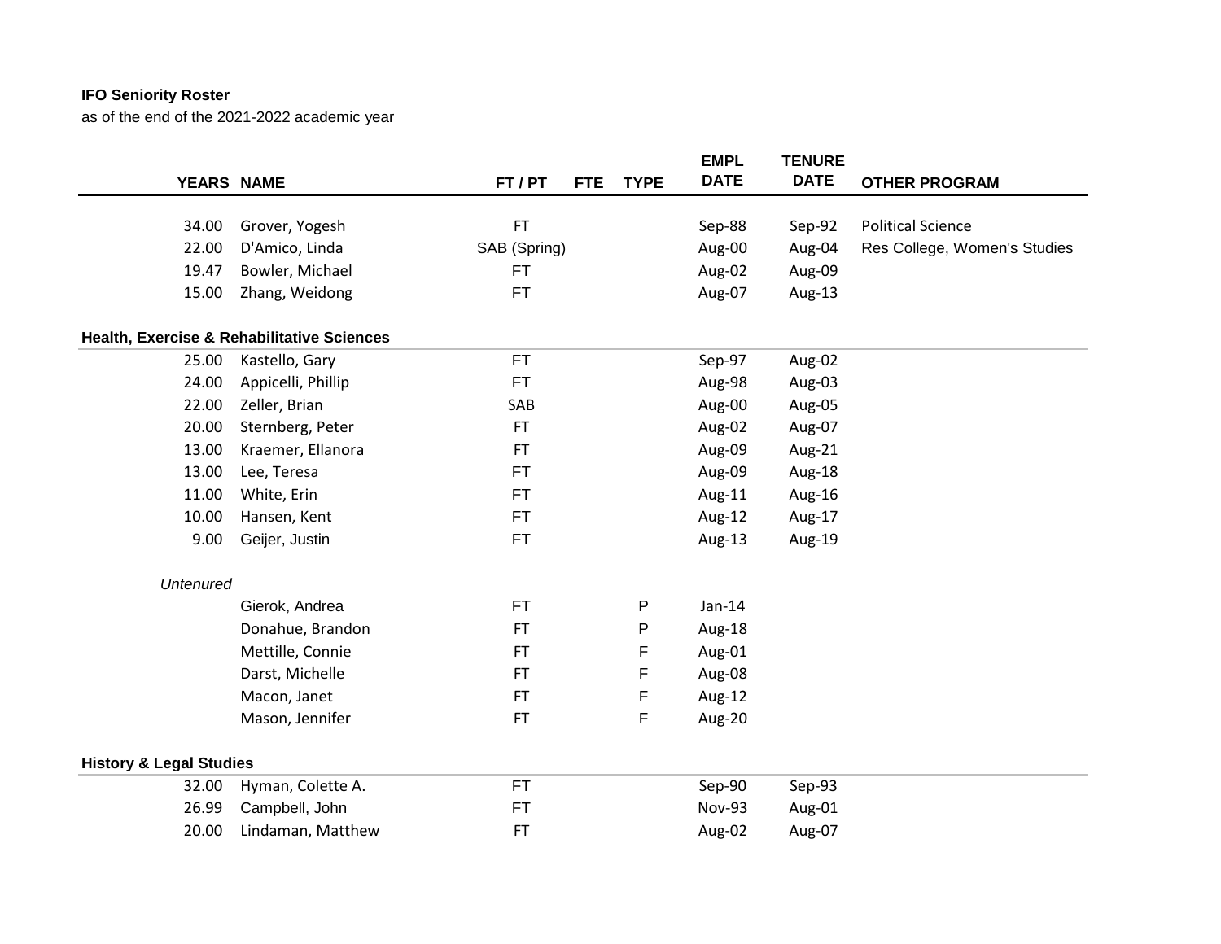**IFO Seniority Roster**
as of the end of the 2021-2022 academic year

| YEARS | NAME | FT / PT | FTE | TYPE | EMPL DATE | TENURE DATE | OTHER PROGRAM |
|---|---|---|---|---|---|---|---|
| 34.00 | Grover, Yogesh | FT | | | Sep-88 | Sep-92 | Political Science |
| 22.00 | D'Amico, Linda | SAB (Spring) | | | Aug-00 | Aug-04 | Res College, Women's Studies |
| 19.47 | Bowler, Michael | FT | | | Aug-02 | Aug-09 | |
| 15.00 | Zhang, Weidong | FT | | | Aug-07 | Aug-13 | |
| **Health, Exercise & Rehabilitative Sciences** | | | | | | | |
| 25.00 | Kastello, Gary | FT | | | Sep-97 | Aug-02 | |
| 24.00 | Appicelli, Phillip | FT | | | Aug-98 | Aug-03 | |
| 22.00 | Zeller, Brian | SAB | | | Aug-00 | Aug-05 | |
| 20.00 | Sternberg, Peter | FT | | | Aug-02 | Aug-07 | |
| 13.00 | Kraemer, Ellanora | FT | | | Aug-09 | Aug-21 | |
| 13.00 | Lee, Teresa | FT | | | Aug-09 | Aug-18 | |
| 11.00 | White, Erin | FT | | | Aug-11 | Aug-16 | |
| 10.00 | Hansen, Kent | FT | | | Aug-12 | Aug-17 | |
| 9.00 | Geijer, Justin | FT | | | Aug-13 | Aug-19 | |
| *Untenured* | | | | | | | |
| | Gierok, Andrea | FT | | P | Jan-14 | | |
| | Donahue, Brandon | FT | | P | Aug-18 | | |
| | Mettille, Connie | FT | | F | Aug-01 | | |
| | Darst, Michelle | FT | | F | Aug-08 | | |
| | Macon, Janet | FT | | F | Aug-12 | | |
| | Mason, Jennifer | FT | | F | Aug-20 | | |
| **History & Legal Studies** | | | | | | | |
| 32.00 | Hyman, Colette A. | FT | | | Sep-90 | Sep-93 | |
| 26.99 | Campbell, John | FT | | | Nov-93 | Aug-01 | |
| 20.00 | Lindaman, Matthew | FT | | | Aug-02 | Aug-07 | |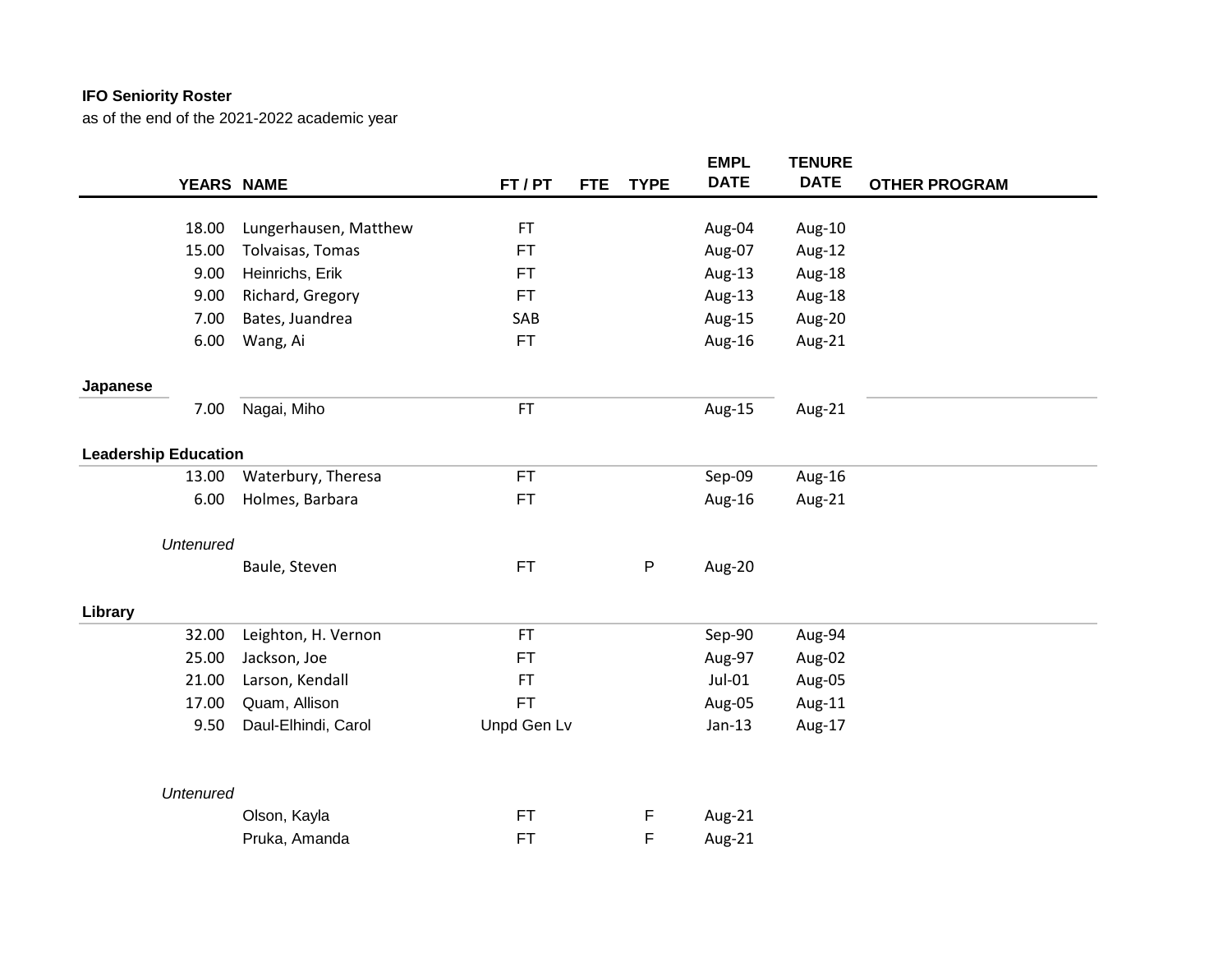**IFO Seniority Roster**
as of the end of the 2021-2022 academic year

| YEARS | NAME | FT / PT | FTE | TYPE | EMPL DATE | TENURE DATE | OTHER PROGRAM |
|---|---|---|---|---|---|---|---|
| 18.00 | Lungerhausen, Matthew | FT | | | Aug-04 | Aug-10 | |
| 15.00 | Tolvaisas, Tomas | FT | | | Aug-07 | Aug-12 | |
| 9.00 | Heinrichs, Erik | FT | | | Aug-13 | Aug-18 | |
| 9.00 | Richard, Gregory | FT | | | Aug-13 | Aug-18 | |
| 7.00 | Bates, Juandrea | SAB | | | Aug-15 | Aug-20 | |
| 6.00 | Wang, Ai | FT | | | Aug-16 | Aug-21 | |
| **Japanese** | | | | | | | |
| 7.00 | Nagai, Miho | FT | | | Aug-15 | Aug-21 | |
| **Leadership Education** | | | | | | | |
| 13.00 | Waterbury, Theresa | FT | | | Sep-09 | Aug-16 | |
| 6.00 | Holmes, Barbara | FT | | | Aug-16 | Aug-21 | |
| *Untenured* | | | | | | | |
| | Baule, Steven | FT | | P | Aug-20 | | |
| **Library** | | | | | | | |
| 32.00 | Leighton, H. Vernon | FT | | | Sep-90 | Aug-94 | |
| 25.00 | Jackson, Joe | FT | | | Aug-97 | Aug-02 | |
| 21.00 | Larson, Kendall | FT | | | Jul-01 | Aug-05 | |
| 17.00 | Quam, Allison | FT | | | Aug-05 | Aug-11 | |
| 9.50 | Daul-Elhindi, Carol | Unpd Gen Lv | | | Jan-13 | Aug-17 | |
| *Untenured* | | | | | | | |
| | Olson, Kayla | FT | | F | Aug-21 | | |
| | Pruka, Amanda | FT | | F | Aug-21 | | |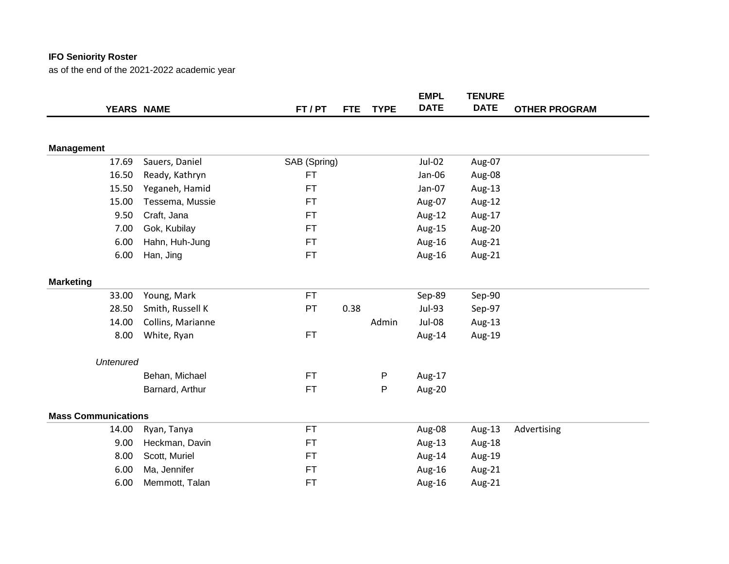**IFO Seniority Roster**

as of the end of the 2021-2022 academic year

| YEARS | NAME | FT / PT | FTE | TYPE | EMPL DATE | TENURE DATE | OTHER PROGRAM |
|---|---|---|---|---|---|---|---|
| **Management** | | | | | | | |
| 17.69 | Sauers, Daniel | SAB (Spring) | | | Jul-02 | Aug-07 | |
| 16.50 | Ready, Kathryn | FT | | | Jan-06 | Aug-08 | |
| 15.50 | Yeganeh, Hamid | FT | | | Jan-07 | Aug-13 | |
| 15.00 | Tessema, Mussie | FT | | | Aug-07 | Aug-12 | |
| 9.50 | Craft, Jana | FT | | | Aug-12 | Aug-17 | |
| 7.00 | Gok, Kubilay | FT | | | Aug-15 | Aug-20 | |
| 6.00 | Hahn, Huh-Jung | FT | | | Aug-16 | Aug-21 | |
| 6.00 | Han, Jing | FT | | | Aug-16 | Aug-21 | |
| **Marketing** | | | | | | | |
| 33.00 | Young, Mark | FT | | | Sep-89 | Sep-90 | |
| 28.50 | Smith, Russell K | PT | 0.38 | | Jul-93 | Sep-97 | |
| 14.00 | Collins, Marianne | | | Admin | Jul-08 | Aug-13 | |
| 8.00 | White, Ryan | FT | | | Aug-14 | Aug-19 | |
| *Untenured* | | | | | | | |
| | Behan, Michael | FT | | P | Aug-17 | | |
| | Barnard, Arthur | FT | | P | Aug-20 | | |
| **Mass Communications** | | | | | | | |
| 14.00 | Ryan, Tanya | FT | | | Aug-08 | Aug-13 | Advertising |
| 9.00 | Heckman, Davin | FT | | | Aug-13 | Aug-18 | |
| 8.00 | Scott, Muriel | FT | | | Aug-14 | Aug-19 | |
| 6.00 | Ma, Jennifer | FT | | | Aug-16 | Aug-21 | |
| 6.00 | Memmott, Talan | FT | | | Aug-16 | Aug-21 | |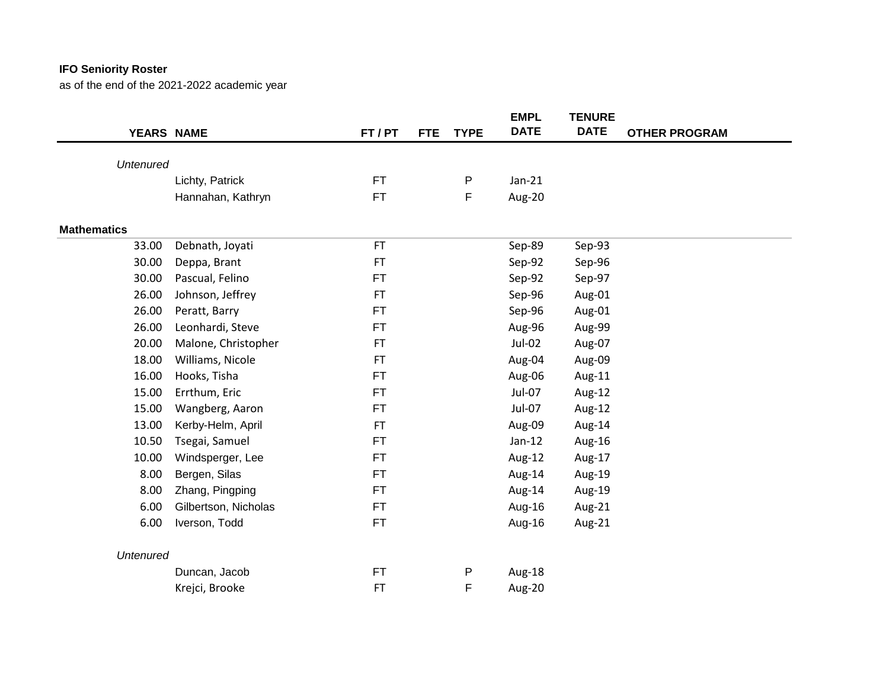**IFO Seniority Roster**

as of the end of the 2021-2022 academic year

| YEARS | NAME | FT / PT | FTE | TYPE | EMPL DATE | TENURE DATE | OTHER PROGRAM |
|---|---|---|---|---|---|---|---|
| *Untenured* | | | | | | | |
| | Lichty, Patrick | FT | | P | Jan-21 | | |
| | Hannahan, Kathryn | FT | | F | Aug-20 | | |
| **Mathematics** | | | | | | | |
| 33.00 | Debnath, Joyati | FT | | | Sep-89 | Sep-93 | |
| 30.00 | Deppa, Brant | FT | | | Sep-92 | Sep-96 | |
| 30.00 | Pascual, Felino | FT | | | Sep-92 | Sep-97 | |
| 26.00 | Johnson, Jeffrey | FT | | | Sep-96 | Aug-01 | |
| 26.00 | Peratt, Barry | FT | | | Sep-96 | Aug-01 | |
| 26.00 | Leonhardi, Steve | FT | | | Aug-96 | Aug-99 | |
| 20.00 | Malone, Christopher | FT | | | Jul-02 | Aug-07 | |
| 18.00 | Williams, Nicole | FT | | | Aug-04 | Aug-09 | |
| 16.00 | Hooks, Tisha | FT | | | Aug-06 | Aug-11 | |
| 15.00 | Errthum, Eric | FT | | | Jul-07 | Aug-12 | |
| 15.00 | Wangberg, Aaron | FT | | | Jul-07 | Aug-12 | |
| 13.00 | Kerby-Helm, April | FT | | | Aug-09 | Aug-14 | |
| 10.50 | Tsegai, Samuel | FT | | | Jan-12 | Aug-16 | |
| 10.00 | Windsperger, Lee | FT | | | Aug-12 | Aug-17 | |
| 8.00 | Bergen, Silas | FT | | | Aug-14 | Aug-19 | |
| 8.00 | Zhang, Pingping | FT | | | Aug-14 | Aug-19 | |
| 6.00 | Gilbertson, Nicholas | FT | | | Aug-16 | Aug-21 | |
| 6.00 | Iverson, Todd | FT | | | Aug-16 | Aug-21 | |
| *Untenured* | | | | | | | |
| | Duncan, Jacob | FT | | P | Aug-18 | | |
| | Krejci, Brooke | FT | | F | Aug-20 | | |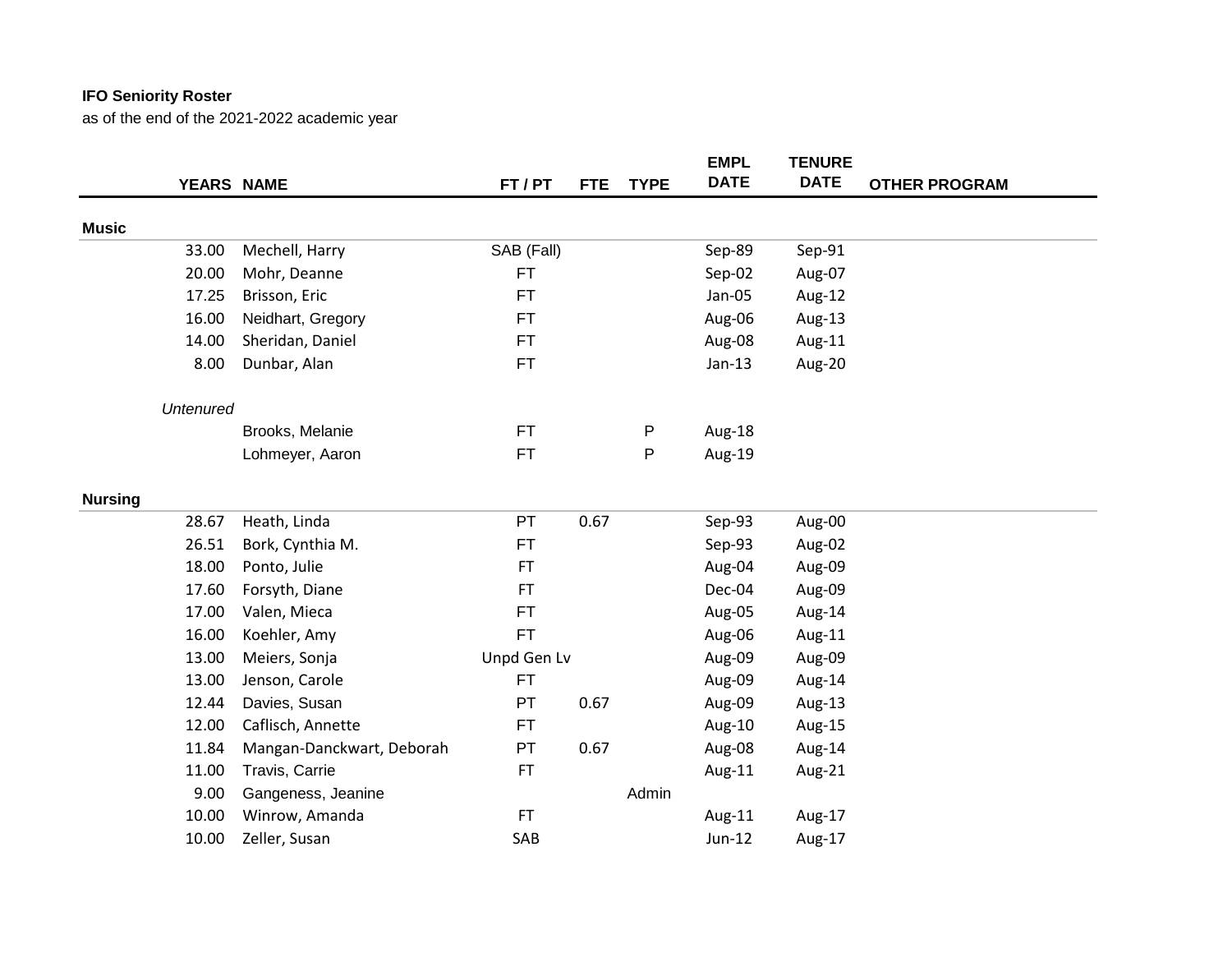**IFO Seniority Roster**

as of the end of the 2021-2022 academic year

| YEARS | NAME | FT / PT | FTE | TYPE | EMPL DATE | TENURE DATE | OTHER PROGRAM |
|---|---|---|---|---|---|---|---|
| **Music** | | | | | | | |
| 33.00 | Mechell, Harry | SAB (Fall) | | | Sep-89 | Sep-91 | |
| 20.00 | Mohr, Deanne | FT | | | Sep-02 | Aug-07 | |
| 17.25 | Brisson, Eric | FT | | | Jan-05 | Aug-12 | |
| 16.00 | Neidhart, Gregory | FT | | | Aug-06 | Aug-13 | |
| 14.00 | Sheridan, Daniel | FT | | | Aug-08 | Aug-11 | |
| 8.00 | Dunbar, Alan | FT | | | Jan-13 | Aug-20 | |
| *Untenured* | | | | | | | |
| | Brooks, Melanie | FT | | P | Aug-18 | | |
| | Lohmeyer, Aaron | FT | | P | Aug-19 | | |
| **Nursing** | | | | | | | |
| 28.67 | Heath, Linda | PT | 0.67 | | Sep-93 | Aug-00 | |
| 26.51 | Bork, Cynthia M. | FT | | | Sep-93 | Aug-02 | |
| 18.00 | Ponto, Julie | FT | | | Aug-04 | Aug-09 | |
| 17.60 | Forsyth, Diane | FT | | | Dec-04 | Aug-09 | |
| 17.00 | Valen, Mieca | FT | | | Aug-05 | Aug-14 | |
| 16.00 | Koehler, Amy | FT | | | Aug-06 | Aug-11 | |
| 13.00 | Meiers, Sonja | Unpd Gen Lv | | | Aug-09 | Aug-09 | |
| 13.00 | Jenson, Carole | FT | | | Aug-09 | Aug-14 | |
| 12.44 | Davies, Susan | PT | 0.67 | | Aug-09 | Aug-13 | |
| 12.00 | Caflisch, Annette | FT | | | Aug-10 | Aug-15 | |
| 11.84 | Mangan-Danckwart, Deborah | PT | 0.67 | | Aug-08 | Aug-14 | |
| 11.00 | Travis, Carrie | FT | | | Aug-11 | Aug-21 | |
| 9.00 | Gangeness, Jeanine | | | Admin | | | |
| 10.00 | Winrow, Amanda | FT | | | Aug-11 | Aug-17 | |
| 10.00 | Zeller, Susan | SAB | | | Jun-12 | Aug-17 | |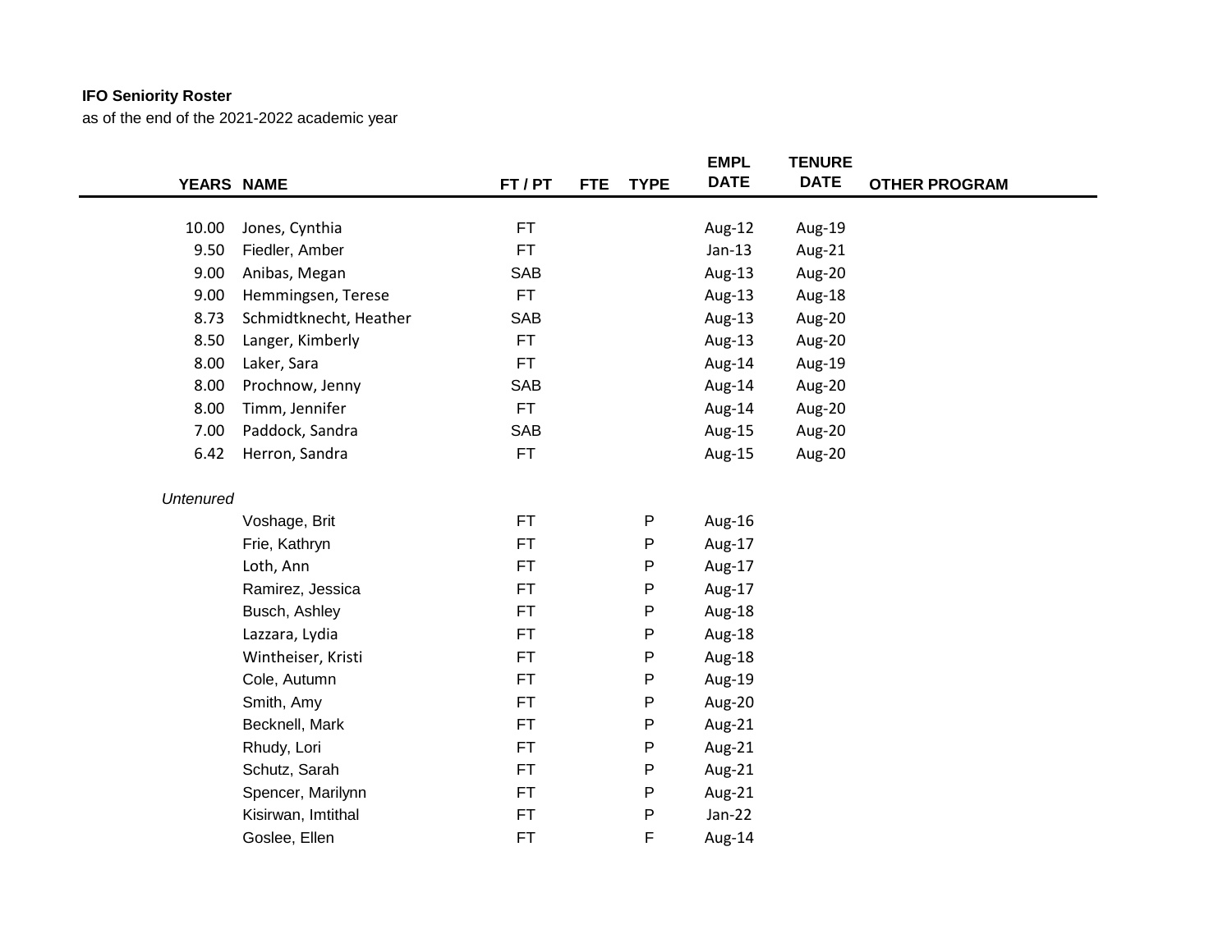**IFO Seniority Roster**

as of the end of the 2021-2022 academic year

| YEARS | NAME | FT / PT | FTE | TYPE | EMPL DATE | TENURE DATE | OTHER PROGRAM |
|---|---|---|---|---|---|---|---|
| 10.00 | Jones, Cynthia | FT | | | Aug-12 | Aug-19 | |
| 9.50 | Fiedler, Amber | FT | | | Jan-13 | Aug-21 | |
| 9.00 | Anibas, Megan | SAB | | | Aug-13 | Aug-20 | |
| 9.00 | Hemmingsen, Terese | FT | | | Aug-13 | Aug-18 | |
| 8.73 | Schmidtknecht, Heather | SAB | | | Aug-13 | Aug-20 | |
| 8.50 | Langer, Kimberly | FT | | | Aug-13 | Aug-20 | |
| 8.00 | Laker, Sara | FT | | | Aug-14 | Aug-19 | |
| 8.00 | Prochnow, Jenny | SAB | | | Aug-14 | Aug-20 | |
| 8.00 | Timm, Jennifer | FT | | | Aug-14 | Aug-20 | |
| 7.00 | Paddock, Sandra | SAB | | | Aug-15 | Aug-20 | |
| 6.42 | Herron, Sandra | FT | | | Aug-15 | Aug-20 | |
| *Untenured* | | | | | | | |
| | Voshage, Brit | FT | | P | Aug-16 | | |
| | Frie, Kathryn | FT | | P | Aug-17 | | |
| | Loth, Ann | FT | | P | Aug-17 | | |
| | Ramirez, Jessica | FT | | P | Aug-17 | | |
| | Busch, Ashley | FT | | P | Aug-18 | | |
| | Lazzara, Lydia | FT | | P | Aug-18 | | |
| | Wintheiser, Kristi | FT | | P | Aug-18 | | |
| | Cole, Autumn | FT | | P | Aug-19 | | |
| | Smith, Amy | FT | | P | Aug-20 | | |
| | Becknell, Mark | FT | | P | Aug-21 | | |
| | Rhudy, Lori | FT | | P | Aug-21 | | |
| | Schutz, Sarah | FT | | P | Aug-21 | | |
| | Spencer, Marilynn | FT | | P | Aug-21 | | |
| | Kisirwan, Imtithal | FT | | P | Jan-22 | | |
| | Goslee, Ellen | FT | | F | Aug-14 | | |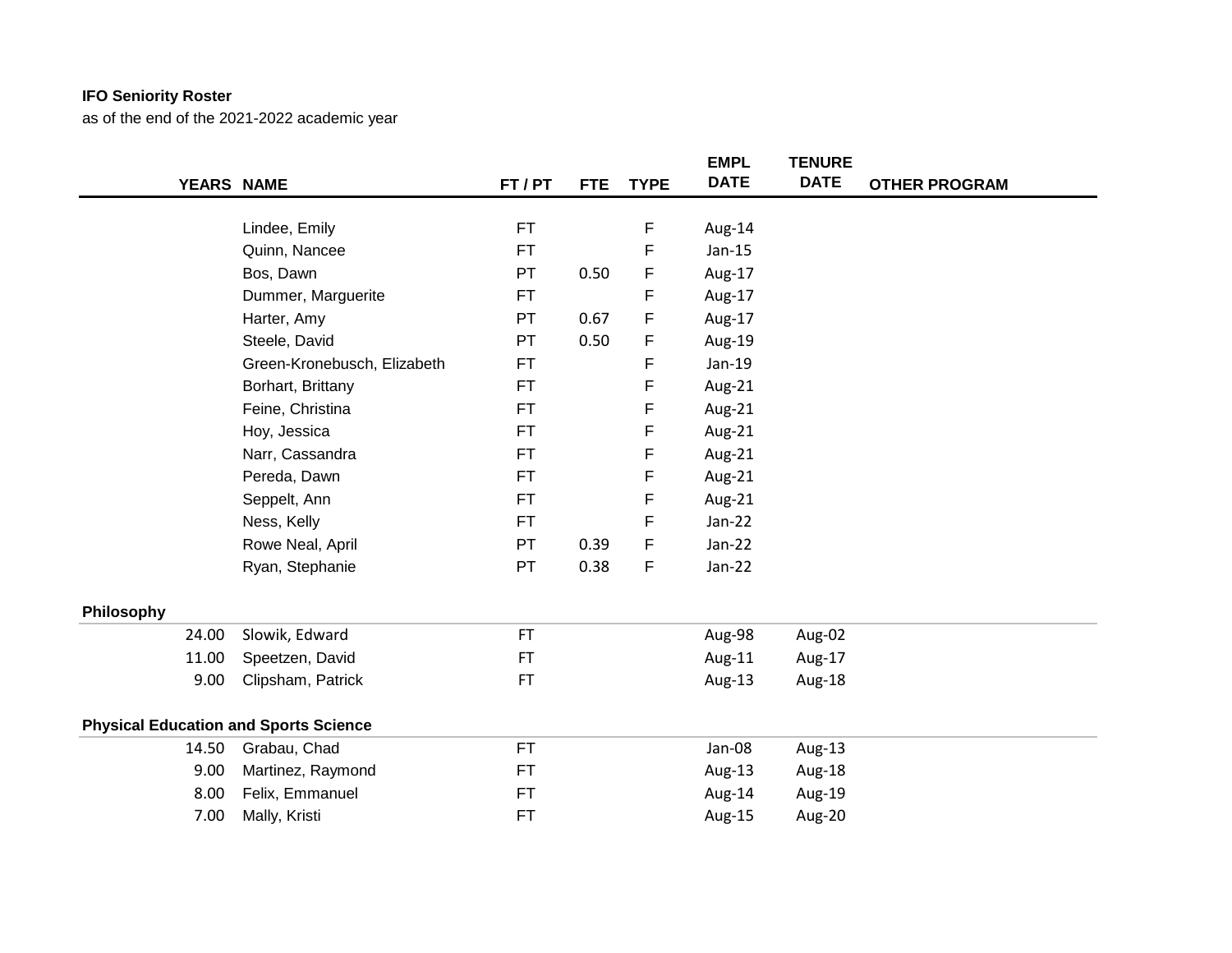**IFO Seniority Roster**

as of the end of the 2021-2022 academic year

| YEARS | NAME | FT / PT | FTE | TYPE | EMPL DATE | TENURE DATE | OTHER PROGRAM |
|---|---|---|---|---|---|---|---|
| | Lindee, Emily | FT | | F | Aug-14 | | |
| | Quinn, Nancee | FT | | F | Jan-15 | | |
| | Bos, Dawn | PT | 0.50 | F | Aug-17 | | |
| | Dummer, Marguerite | FT | | F | Aug-17 | | |
| | Harter, Amy | PT | 0.67 | F | Aug-17 | | |
| | Steele, David | PT | 0.50 | F | Aug-19 | | |
| | Green-Kronebusch, Elizabeth | FT | | F | Jan-19 | | |
| | Borhart, Brittany | FT | | F | Aug-21 | | |
| | Feine, Christina | FT | | F | Aug-21 | | |
| | Hoy, Jessica | FT | | F | Aug-21 | | |
| | Narr, Cassandra | FT | | F | Aug-21 | | |
| | Pereda, Dawn | FT | | F | Aug-21 | | |
| | Seppelt, Ann | FT | | F | Aug-21 | | |
| | Ness, Kelly | FT | | F | Jan-22 | | |
| | Rowe Neal, April | PT | 0.39 | F | Jan-22 | | |
| | Ryan, Stephanie | PT | 0.38 | F | Jan-22 | | |
| **Philosophy** | | | | | | | |
| 24.00 | Slowik, Edward | FT | | | Aug-98 | Aug-02 | |
| 11.00 | Speetzen, David | FT | | | Aug-11 | Aug-17 | |
| 9.00 | Clipsham, Patrick | FT | | | Aug-13 | Aug-18 | |
| **Physical Education and Sports Science** | | | | | | | |
| 14.50 | Grabau, Chad | FT | | | Jan-08 | Aug-13 | |
| 9.00 | Martinez, Raymond | FT | | | Aug-13 | Aug-18 | |
| 8.00 | Felix, Emmanuel | FT | | | Aug-14 | Aug-19 | |
| 7.00 | Mally, Kristi | FT | | | Aug-15 | Aug-20 | |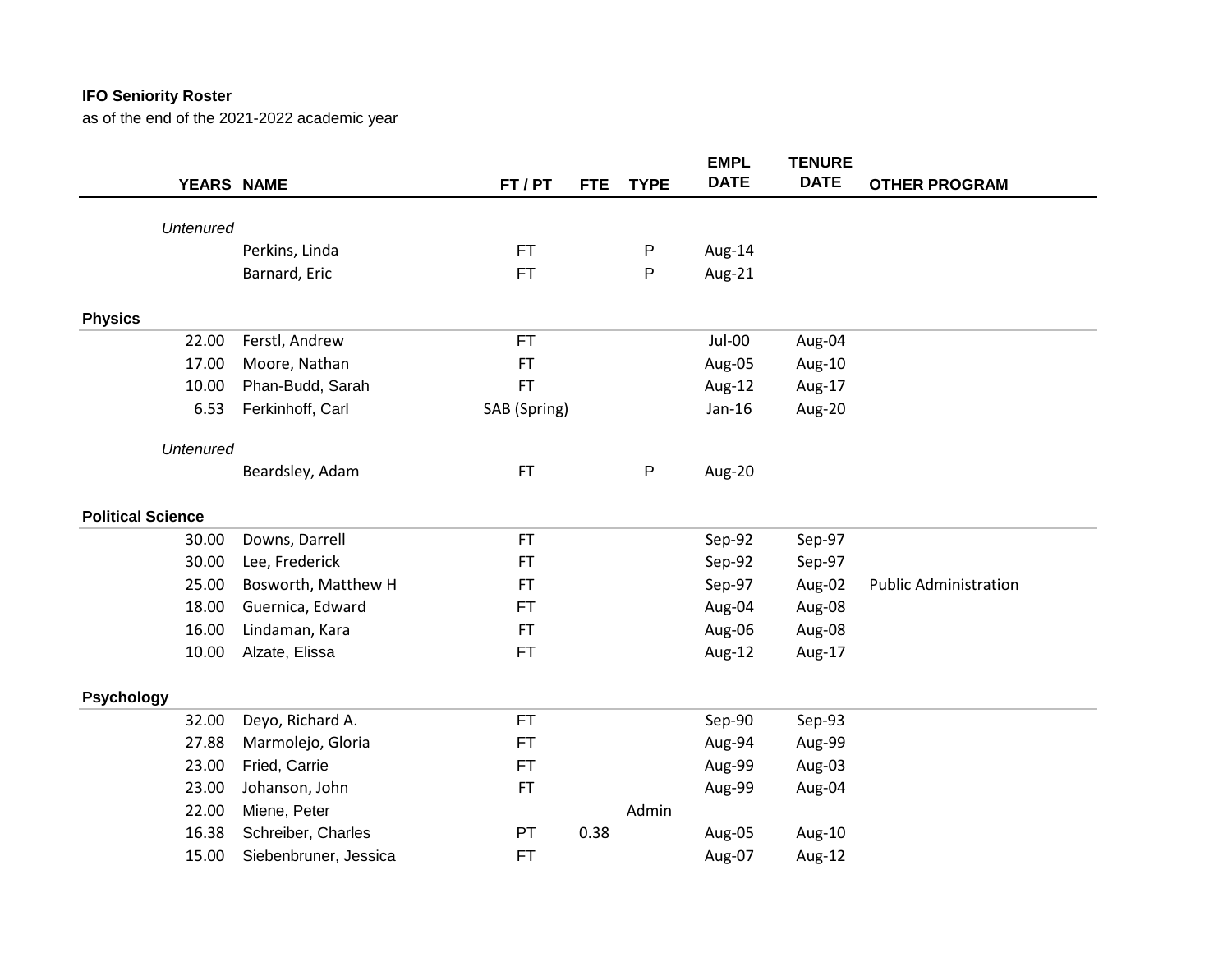**IFO Seniority Roster**

as of the end of the 2021-2022 academic year

| YEARS | NAME | FT / PT | FTE | TYPE | EMPL DATE | TENURE DATE | OTHER PROGRAM |
|---|---|---|---|---|---|---|---|
| *Untenured* | | | | | | | |
| | Perkins, Linda | FT | | P | Aug-14 | | |
| | Barnard, Eric | FT | | P | Aug-21 | | |
| **Physics** | | | | | | | |
| 22.00 | Ferstl, Andrew | FT | | | Jul-00 | Aug-04 | |
| 17.00 | Moore, Nathan | FT | | | Aug-05 | Aug-10 | |
| 10.00 | Phan-Budd, Sarah | FT | | | Aug-12 | Aug-17 | |
| 6.53 | Ferkinhoff, Carl | SAB (Spring) | | | Jan-16 | Aug-20 | |
| *Untenured* | | | | | | | |
| | Beardsley, Adam | FT | | P | Aug-20 | | |
| **Political Science** | | | | | | | |
| 30.00 | Downs, Darrell | FT | | | Sep-92 | Sep-97 | |
| 30.00 | Lee, Frederick | FT | | | Sep-92 | Sep-97 | |
| 25.00 | Bosworth, Matthew H | FT | | | Sep-97 | Aug-02 | Public Administration |
| 18.00 | Guernica, Edward | FT | | | Aug-04 | Aug-08 | |
| 16.00 | Lindaman, Kara | FT | | | Aug-06 | Aug-08 | |
| 10.00 | Alzate, Elissa | FT | | | Aug-12 | Aug-17 | |
| **Psychology** | | | | | | | |
| 32.00 | Deyo, Richard A. | FT | | | Sep-90 | Sep-93 | |
| 27.88 | Marmolejo, Gloria | FT | | | Aug-94 | Aug-99 | |
| 23.00 | Fried, Carrie | FT | | | Aug-99 | Aug-03 | |
| 23.00 | Johanson, John | FT | | | Aug-99 | Aug-04 | |
| 22.00 | Miene, Peter | | | Admin | | | |
| 16.38 | Schreiber, Charles | PT | 0.38 | | Aug-05 | Aug-10 | |
| 15.00 | Siebenbruner, Jessica | FT | | | Aug-07 | Aug-12 | |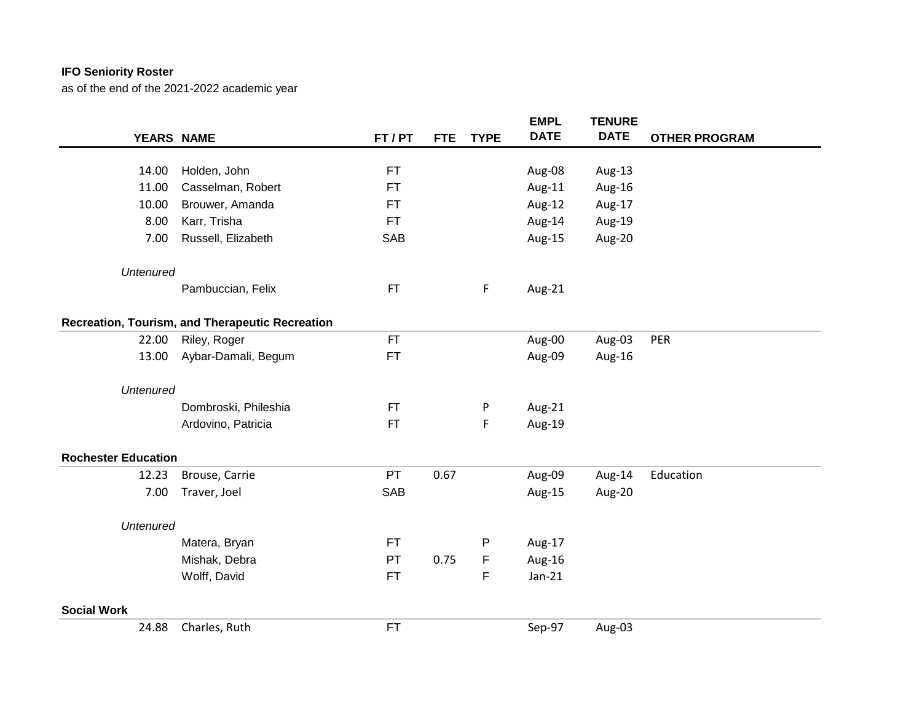**IFO Seniority Roster**
as of the end of the 2021-2022 academic year

| YEARS | NAME | FT / PT | FTE | TYPE | EMPL DATE | TENURE DATE | OTHER PROGRAM |
|---|---|---|---|---|---|---|---|
| 14.00 | Holden, John | FT | | | Aug-08 | Aug-13 | |
| 11.00 | Casselman, Robert | FT | | | Aug-11 | Aug-16 | |
| 10.00 | Brouwer, Amanda | FT | | | Aug-12 | Aug-17 | |
| 8.00 | Karr, Trisha | FT | | | Aug-14 | Aug-19 | |
| 7.00 | Russell, Elizabeth | SAB | | | Aug-15 | Aug-20 | |
| *Untenured* | | | | | | | |
| | Pambuccian, Felix | FT | | F | Aug-21 | | |
| **Recreation, Tourism, and Therapeutic Recreation** | | | | | | | |
| 22.00 | Riley, Roger | FT | | | Aug-00 | Aug-03 | PER |
| 13.00 | Aybar-Damali, Begum | FT | | | Aug-09 | Aug-16 | |
| *Untenured* | | | | | | | |
| | Dombroski, Phileshia | FT | | P | Aug-21 | | |
| | Ardovino, Patricia | FT | | F | Aug-19 | | |
| **Rochester Education** | | | | | | | |
| 12.23 | Brouse, Carrie | PT | 0.67 | | Aug-09 | Aug-14 | Education |
| 7.00 | Traver, Joel | SAB | | | Aug-15 | Aug-20 | |
| *Untenured* | | | | | | | |
| | Matera, Bryan | FT | | P | Aug-17 | | |
| | Mishak, Debra | PT | 0.75 | F | Aug-16 | | |
| | Wolff, David | FT | | F | Jan-21 | | |
| **Social Work** | | | | | | | |
| 24.88 | Charles, Ruth | FT | | | Sep-97 | Aug-03 | |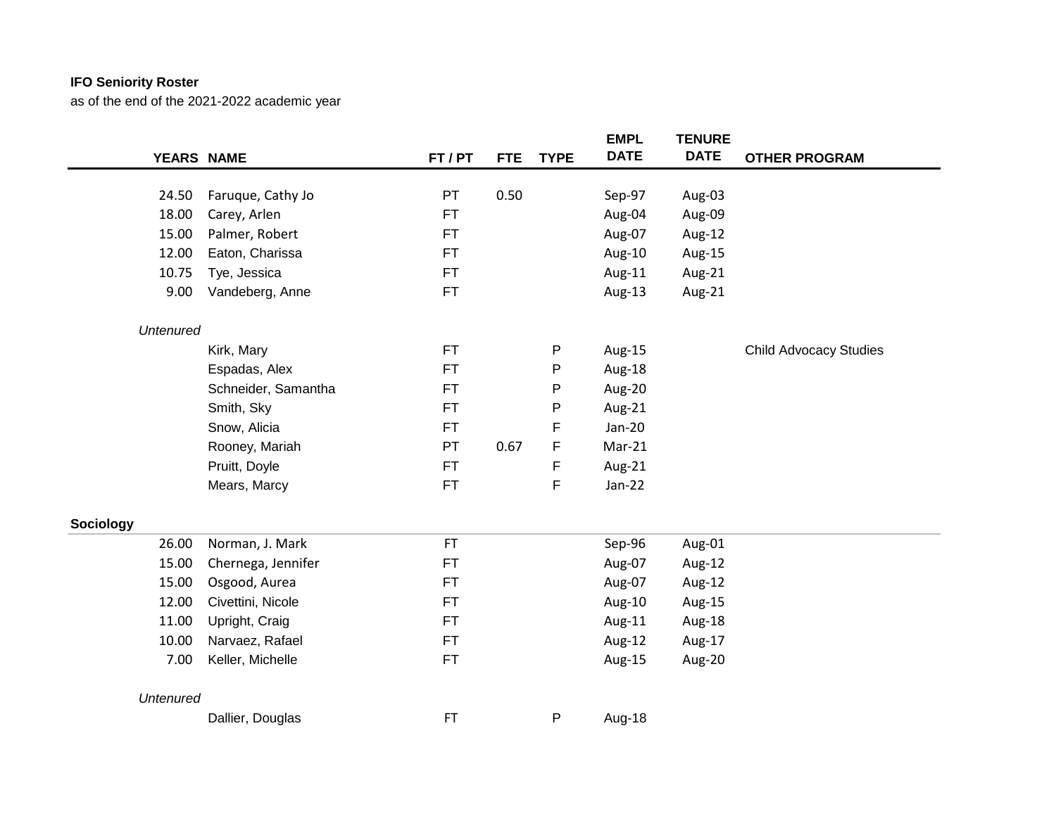**IFO Seniority Roster**

as of the end of the 2021-2022 academic year

| YEARS | NAME | FT / PT | FTE | TYPE | EMPL DATE | TENURE DATE | OTHER PROGRAM |
|---|---|---|---|---|---|---|---|
| 24.50 | Faruque, Cathy Jo | PT | 0.50 | | Sep-97 | Aug-03 | |
| 18.00 | Carey, Arlen | FT | | | Aug-04 | Aug-09 | |
| 15.00 | Palmer, Robert | FT | | | Aug-07 | Aug-12 | |
| 12.00 | Eaton, Charissa | FT | | | Aug-10 | Aug-15 | |
| 10.75 | Tye, Jessica | FT | | | Aug-11 | Aug-21 | |
| 9.00 | Vandeberg, Anne | FT | | | Aug-13 | Aug-21 | |
| *Untenured* | | | | | | | |
| | Kirk, Mary | FT | | P | Aug-15 | | Child Advocacy Studies |
| | Espadas, Alex | FT | | P | Aug-18 | | |
| | Schneider, Samantha | FT | | P | Aug-20 | | |
| | Smith, Sky | FT | | P | Aug-21 | | |
| | Snow, Alicia | FT | | F | Jan-20 | | |
| | Rooney, Mariah | PT | 0.67 | F | Mar-21 | | |
| | Pruitt, Doyle | FT | | F | Aug-21 | | |
| | Mears, Marcy | FT | | F | Jan-22 | | |

**Sociology**

| YEARS | NAME | FT / PT | FTE | TYPE | EMPL DATE | TENURE DATE | OTHER PROGRAM |
|---|---|---|---|---|---|---|---|
| 26.00 | Norman, J. Mark | FT | | | Sep-96 | Aug-01 | |
| 15.00 | Chernega, Jennifer | FT | | | Aug-07 | Aug-12 | |
| 15.00 | Osgood, Aurea | FT | | | Aug-07 | Aug-12 | |
| 12.00 | Civettini, Nicole | FT | | | Aug-10 | Aug-15 | |
| 11.00 | Upright, Craig | FT | | | Aug-11 | Aug-18 | |
| 10.00 | Narvaez, Rafael | FT | | | Aug-12 | Aug-17 | |
| 7.00 | Keller, Michelle | FT | | | Aug-15 | Aug-20 | |
| *Untenured* | | | | | | | |
| | Dallier, Douglas | FT | | P | Aug-18 | | |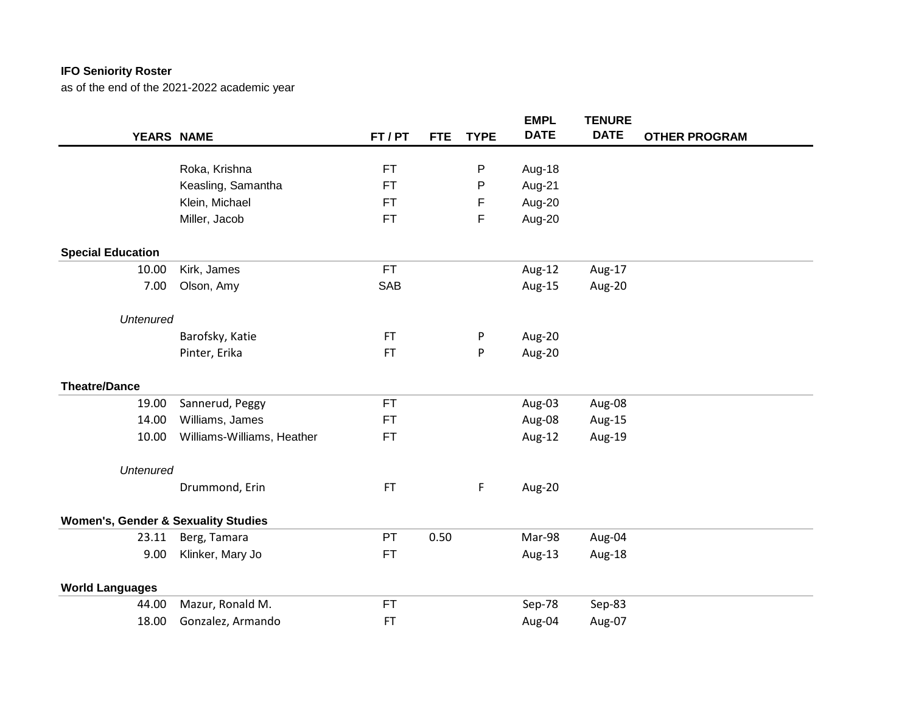**IFO Seniority Roster**
as of the end of the 2021-2022 academic year

| YEARS | NAME | FT / PT | FTE | TYPE | EMPL DATE | TENURE DATE | OTHER PROGRAM |
|---|---|---|---|---|---|---|---|
| | Roka, Krishna | FT | | P | Aug-18 | | |
| | Keasling, Samantha | FT | | P | Aug-21 | | |
| | Klein, Michael | FT | | F | Aug-20 | | |
| | Miller, Jacob | FT | | F | Aug-20 | | |
| **Special Education** | | | | | | | |
| 10.00 | Kirk, James | FT | | | Aug-12 | Aug-17 | |
| 7.00 | Olson, Amy | SAB | | | Aug-15 | Aug-20 | |
| *Untenured* | | | | | | | |
| | Barofsky, Katie | FT | | P | Aug-20 | | |
| | Pinter, Erika | FT | | P | Aug-20 | | |
| **Theatre/Dance** | | | | | | | |
| 19.00 | Sannerud, Peggy | FT | | | Aug-03 | Aug-08 | |
| 14.00 | Williams, James | FT | | | Aug-08 | Aug-15 | |
| 10.00 | Williams-Williams, Heather | FT | | | Aug-12 | Aug-19 | |
| *Untenured* | | | | | | | |
| | Drummond, Erin | FT | | F | Aug-20 | | |
| **Women's, Gender & Sexuality Studies** | | | | | | | |
| 23.11 | Berg, Tamara | PT | 0.50 | | Mar-98 | Aug-04 | |
| 9.00 | Klinker, Mary Jo | FT | | | Aug-13 | Aug-18 | |
| **World Languages** | | | | | | | |
| 44.00 | Mazur, Ronald M. | FT | | | Sep-78 | Sep-83 | |
| 18.00 | Gonzalez, Armando | FT | | | Aug-04 | Aug-07 | |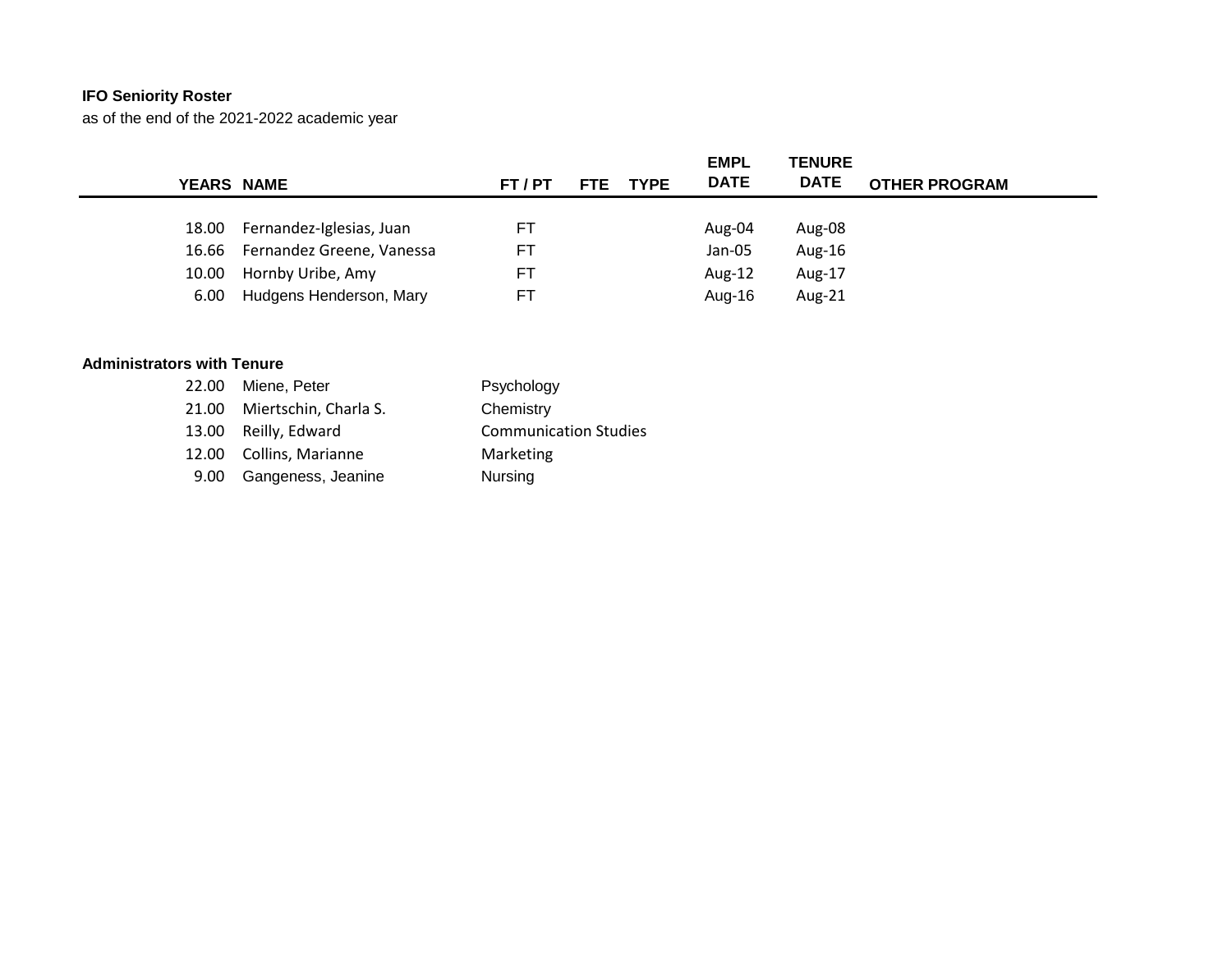**IFO Seniority Roster**
as of the end of the 2021-2022 academic year

| YEARS | NAME | FT / PT | FTE | TYPE | EMPL DATE | TENURE DATE | OTHER PROGRAM |
|---|---|---|---|---|---|---|---|
| 18.00 | Fernandez-Iglesias, Juan | FT | | | Aug-04 | Aug-08 | |
| 16.66 | Fernandez Greene, Vanessa | FT | | | Jan-05 | Aug-16 | |
| 10.00 | Hornby Uribe, Amy | FT | | | Aug-12 | Aug-17 | |
| 6.00 | Hudgens Henderson, Mary | FT | | | Aug-16 | Aug-21 | |

**Administrators with Tenure**

| | | |
|---|---|---|
| 22.00 | Miene, Peter | Psychology |
| 21.00 | Miertschin, Charla S. | Chemistry |
| 13.00 | Reilly, Edward | Communication Studies |
| 12.00 | Collins, Marianne | Marketing |
| 9.00 | Gangeness, Jeanine | Nursing |